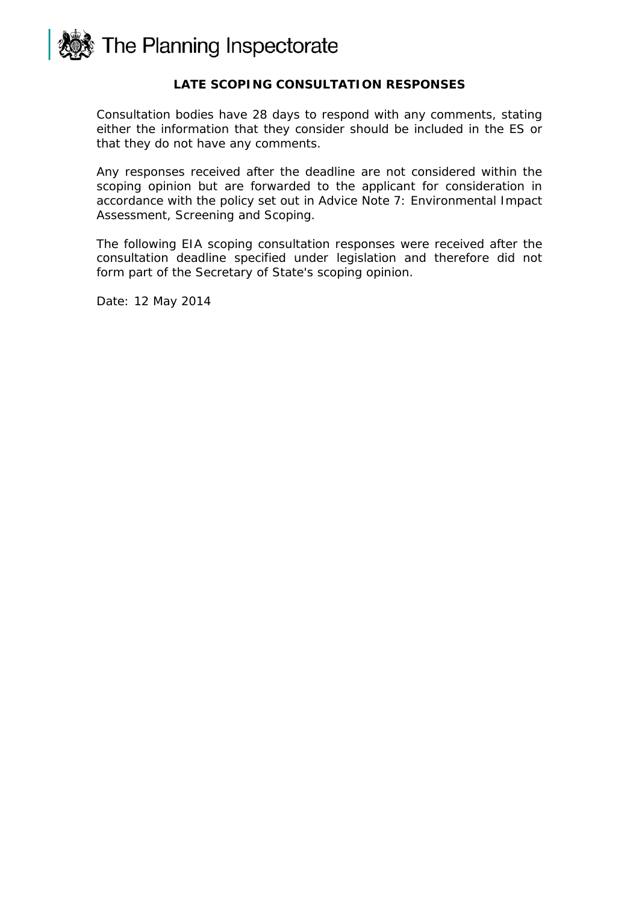The Planning Inspectorate

## LATE SCOPING CONSULTATION RESPONSES

Consultation bodies have 28 days to respond with any comments, stating either the information that they consider should be included in the ES or that they do not have any comments.

Any responses received after the deadline are not considered within the scoping opinion but are forwarded to the applicant for consideration in accordance with the policy set out in Advice Note 7: Environmental Impact Assessment, Screening and Scoping.

The following EIA scoping consultation responses were received after the consultation deadline specified under legislation and therefore did not form part of the Secretary of State's scoping opinion.

Date: 12 May 2014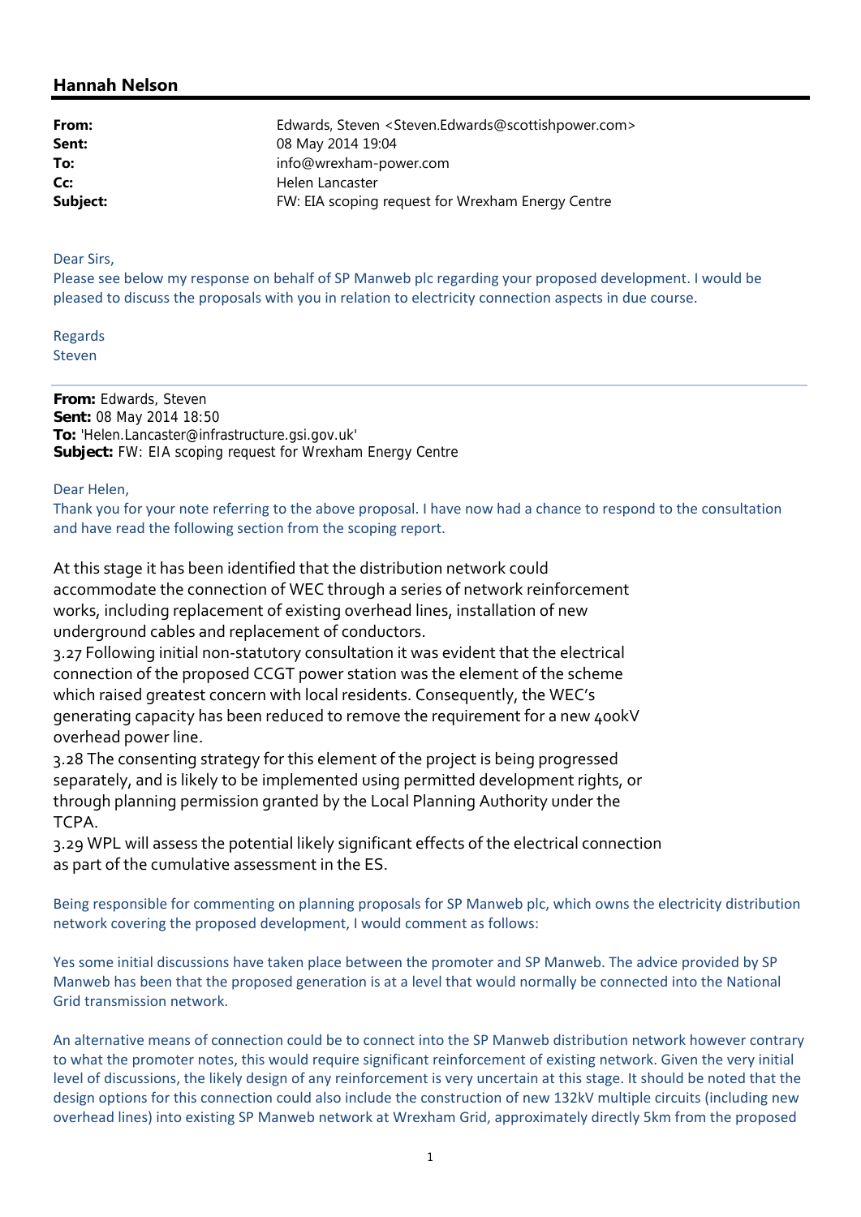## Hannah Nelson

| | |
|---|---|
| **From:** | Edwards, Steven <Steven.Edwards@scottishpower.com> |
| **Sent:** | 08 May 2014 19:04 |
| **To:** | info@wrexham-power.com |
| **Cc:** | Helen Lancaster |
| **Subject:** | FW: EIA scoping request for Wrexham Energy Centre |

Dear Sirs,

Please see below my response on behalf of SP Manweb plc regarding your proposed development. I would be pleased to discuss the proposals with you in relation to electricity connection aspects in due course.

Regards

Steven

---

**From:** Edwards, Steven
**Sent:** 08 May 2014 18:50
**To:** 'Helen.Lancaster@infrastructure.gsi.gov.uk'
**Subject:** FW: EIA scoping request for Wrexham Energy Centre

Dear Helen,

Thank you for your note referring to the above proposal. I have now had a chance to respond to the consultation and have read the following section from the scoping report.

At this stage it has been identified that the distribution network could accommodate the connection of WEC through a series of network reinforcement works, including replacement of existing overhead lines, installation of new underground cables and replacement of conductors.

3.27 Following initial non-statutory consultation it was evident that the electrical connection of the proposed CCGT power station was the element of the scheme which raised greatest concern with local residents. Consequently, the WEC's generating capacity has been reduced to remove the requirement for a new 400kV overhead power line.

3.28 The consenting strategy for this element of the project is being progressed separately, and is likely to be implemented using permitted development rights, or through planning permission granted by the Local Planning Authority under the TCPA.

3.29 WPL will assess the potential likely significant effects of the electrical connection as part of the cumulative assessment in the ES.

Being responsible for commenting on planning proposals for SP Manweb plc, which owns the electricity distribution network covering the proposed development, I would comment as follows:

Yes some initial discussions have taken place between the promoter and SP Manweb. The advice provided by SP Manweb has been that the proposed generation is at a level that would normally be connected into the National Grid transmission network.

An alternative means of connection could be to connect into the SP Manweb distribution network however contrary to what the promoter notes, this would require significant reinforcement of existing network. Given the very initial level of discussions, the likely design of any reinforcement is very uncertain at this stage. It should be noted that the design options for this connection could also include the construction of new 132kV multiple circuits (including new overhead lines) into existing SP Manweb network at Wrexham Grid, approximately directly 5km from the proposed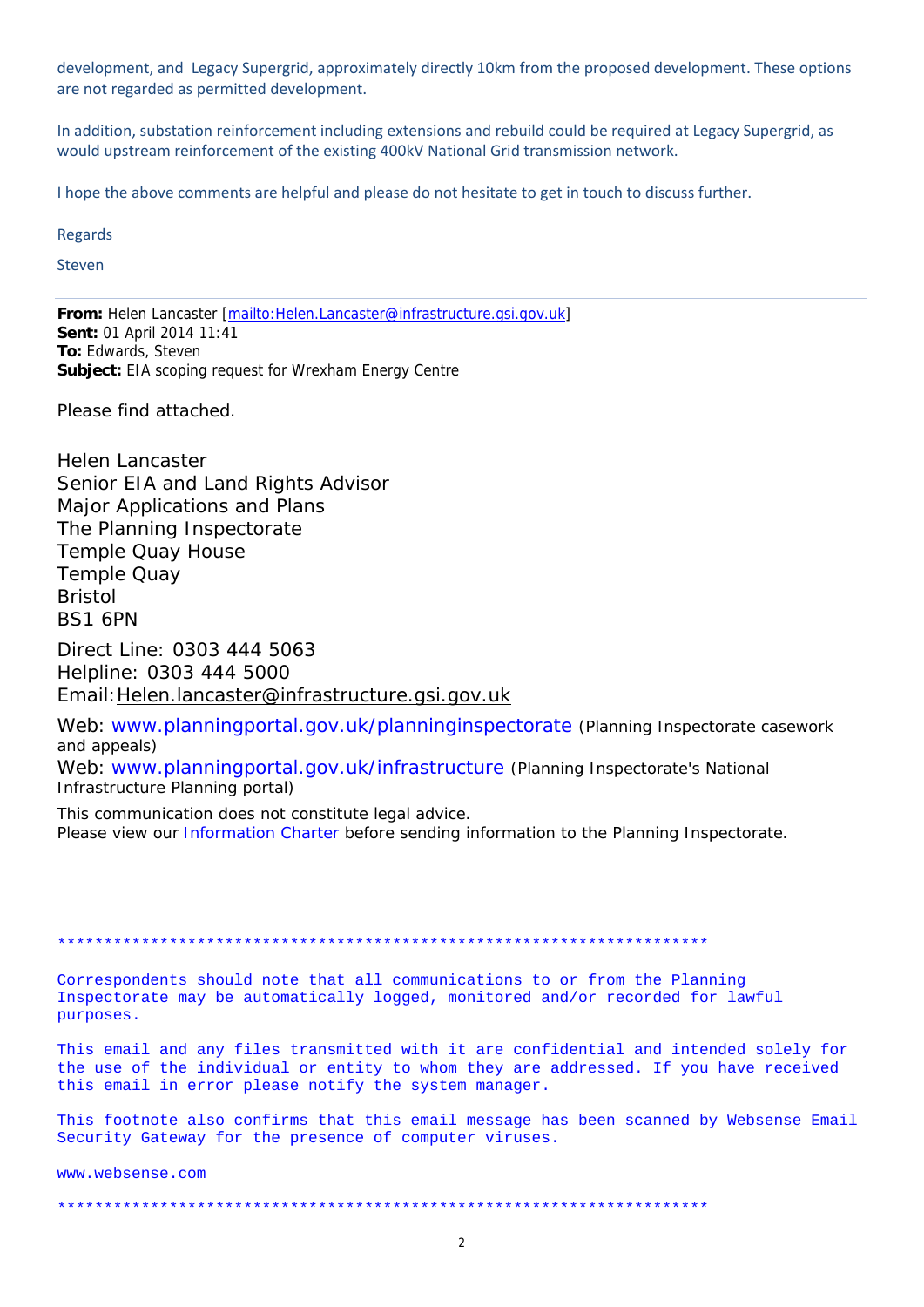development, and Legacy Supergrid, approximately directly 10km from the proposed development. These options are not regarded as permitted development.

In addition, substation reinforcement including extensions and rebuild could be required at Legacy Supergrid, as would upstream reinforcement of the existing 400kV National Grid transmission network.

I hope the above comments are helpful and please do not hesitate to get in touch to discuss further.

Regards

Steven

---

**From:** Helen Lancaster [mailto:Helen.Lancaster@infrastructure.gsi.gov.uk]
**Sent:** 01 April 2014 11:41
**To:** Edwards, Steven
**Subject:** EIA scoping request for Wrexham Energy Centre

Please find attached.

Helen Lancaster
Senior EIA and Land Rights Advisor
Major Applications and Plans
The Planning Inspectorate
Temple Quay House
Temple Quay
Bristol
BS1 6PN

Direct Line: 0303 444 5063
Helpline: 0303 444 5000
Email: Helen.lancaster@infrastructure.gsi.gov.uk

Web: www.planningportal.gov.uk/planninginspectorate (Planning Inspectorate casework and appeals)
Web: www.planningportal.gov.uk/infrastructure (Planning Inspectorate's National Infrastructure Planning portal)

This communication does not constitute legal advice.
Please view our Information Charter before sending information to the Planning Inspectorate.

************************************************************************

Correspondents should note that all communications to or from the Planning Inspectorate may be automatically logged, monitored and/or recorded for lawful purposes.

This email and any files transmitted with it are confidential and intended solely for the use of the individual or entity to whom they are addressed. If you have received this email in error please notify the system manager.

This footnote also confirms that this email message has been scanned by Websense Email Security Gateway for the presence of computer viruses.

www.websense.com

************************************************************************